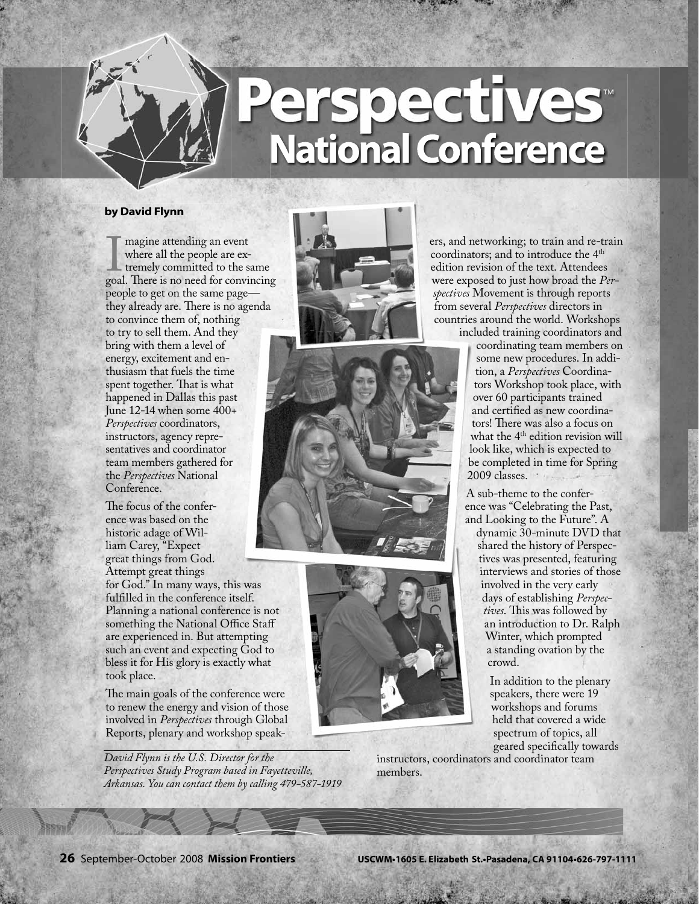# Perspectives™ National Conference

**by David Flynn**

Imagine attending an event where all the people are extremely committed to the same goal. There is no need for convincing people to get on the same page—they already are. There is no agenda to convince them of, nothing to try to sell them. And they bring with them a level of energy, excitement and enthusiasm that fuels the time spent together. That is what happened in Dallas this past June 12-14 when some 400+ *Perspectives* coordinators, instructors, agency representatives and coordinator team members gathered for the *Perspectives* National Conference.

The focus of the conference was based on the historic adage of William Carey, "Expect great things from God. Attempt great things for God." In many ways, this was fulfilled in the conference itself. Planning a national conference is not something the National Office Staff are experienced in. But attempting such an event and expecting God to bless it for His glory is exactly what took place.

The main goals of the conference were to renew the energy and vision of those involved in *Perspectives* through Global Reports, plenary and workshop speakers, and networking; to train and re-train coordinators; and to introduce the 4th edition revision of the text. Attendees were exposed to just how broad the *Perspectives* Movement is through reports from several *Perspectives* directors in countries around the world. Workshops included training coordinators and coordinating team members on some new procedures. In addition, a *Perspectives* Coordinators Workshop took place, with over 60 participants trained and certified as new coordinators! There was also a focus on what the 4th edition revision will look like, which is expected to be completed in time for Spring 2009 classes.

A sub-theme to the conference was "Celebrating the Past, and Looking to the Future". A dynamic 30-minute DVD that shared the history of Perspectives was presented, featuring interviews and stories of those involved in the very early days of establishing *Perspectives*. This was followed by an introduction to Dr. Ralph Winter, which prompted a standing ovation by the crowd.

In addition to the plenary speakers, there were 19 workshops and forums held that covered a wide spectrum of topics, all geared specifically towards instructors, coordinators and coordinator team members.

---

*David Flynn is the U.S. Director for the Perspectives Study Program based in Fayetteville, Arkansas. You can contact them by calling 479-587-1919*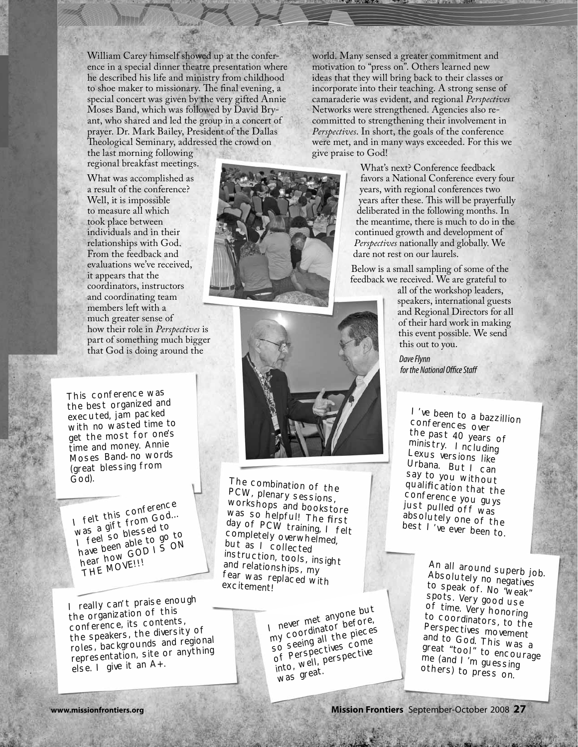William Carey himself showed up at the conference in a special dinner theatre presentation where he described his life and ministry from childhood to shoe maker to missionary. The final evening, a special concert was given by the very gifted Annie Moses Band, which was followed by David Bryant, who shared and led the group in a concert of prayer. Dr. Mark Bailey, President of the Dallas Theological Seminary, addressed the crowd on the last morning following regional breakfast meetings.

What was accomplished as a result of the conference? Well, it is impossible to measure all which took place between individuals and in their relationships with God. From the feedback and evaluations we've received, it appears that the coordinators, instructors and coordinating team members left with a much greater sense of how their role in *Perspectives* is part of something much bigger that God is doing around the world. Many sensed a greater commitment and motivation to "press on". Others learned new ideas that they will bring back to their classes or incorporate into their teaching. A strong sense of camaraderie was evident, and regional *Perspectives* Networks were strengthened. Agencies also recommitted to strengthening their involvement in *Perspectives*. In short, the goals of the conference were met, and in many ways exceeded. For this we give praise to God!

What's next? Conference feedback favors a National Conference every four years, with regional conferences two years after these. This will be prayerfully deliberated in the following months. In the meantime, there is much to do in the continued growth and development of *Perspectives* nationally and globally. We dare not rest on our laurels.

Below is a small sampling of some of the feedback we received. We are grateful to all of the workshop leaders, speakers, international guests and Regional Directors for all of their hard work in making this event possible. We send this out to you.

*Dave Flynn*
*for the National Office Staff*

This conference was the best organized and executed, jam packed with no wasted time to get the most for one's time and money. Annie Moses Band- no words (great blessing from God).

I felt this conference was a gift from God... I feel so blessed to have been able to go to hear how GOD IS ON THE MOVE!!!

I really can't praise enough the organization of this conference, its contents, the speakers, the diversity of roles, backgrounds and regional representation, site or anything else. I give it an A+.

The combination of the PCW, plenary sessions, workshops and bookstore was so helpful! The first day of PCW training, I felt completely overwhelmed, but as I collected instruction, tools, insight and relationships, my fear was replaced with excitement!

I never met anyone but my coordinator before, so seeing all the pieces of Perspectives come into, well, perspective was great.

I've been to a bazzillion conferences over the past 40 years of ministry. Including Lexus versions like Urbana. But I can say to you without qualification that the conference you guys just pulled off was absolutely one of the best I've ever been to.

An all around superb job. Absolutely no negatives to speak of. No "weak" spots. Very good use of time. Very honoring to coordinators, to the Perspectives movement and to God. This was a great "tool" to encourage me (and I'm guessing others) to press on.